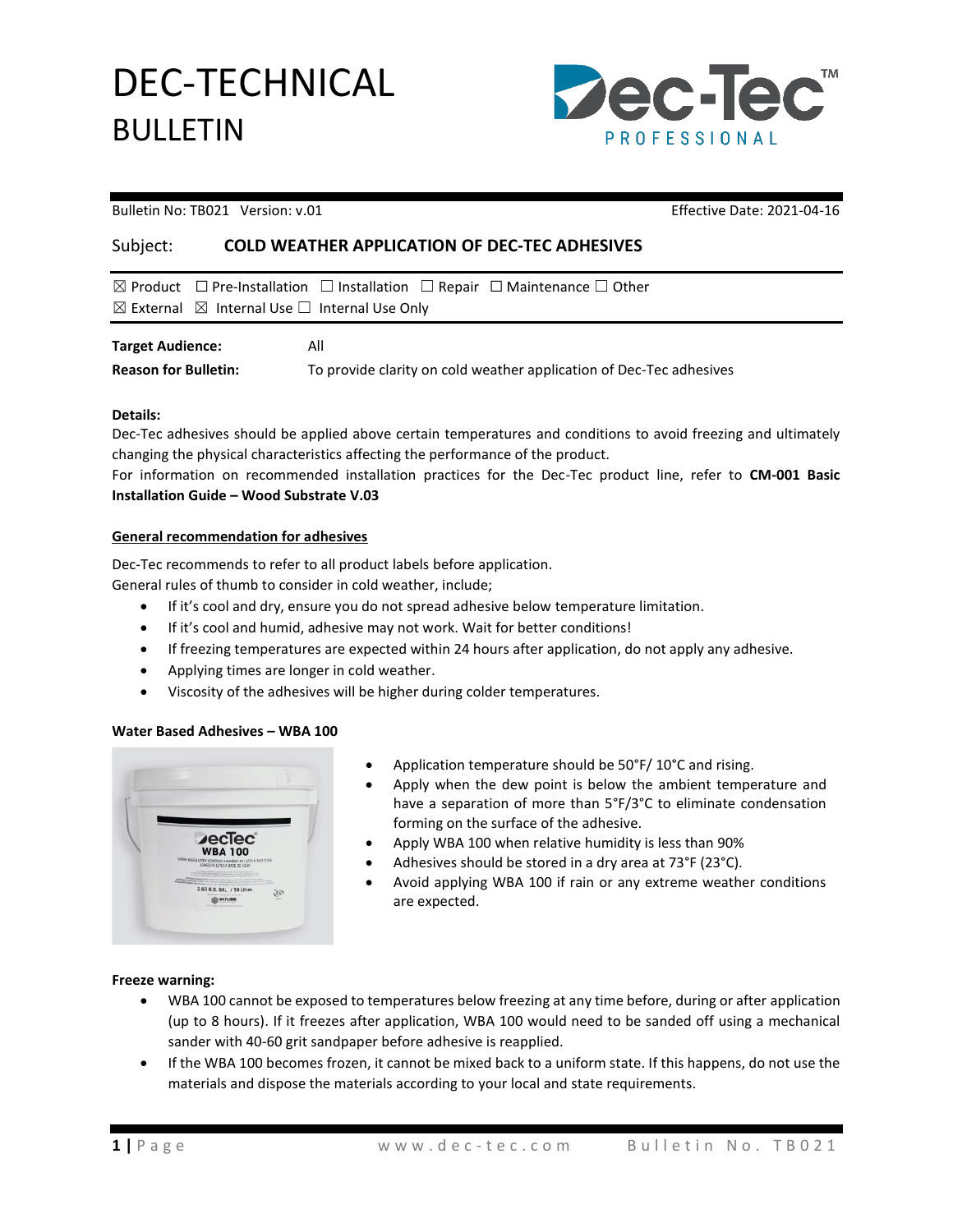# DEC-TECHNICAL BULLETIN

Bulletin No: TB021 Version: v.01 Effective Date: 2021-04-16

Subject: **COLD WEATHER APPLICATION OF DEC-TEC ADHESIVES**

☒ Product ☐ Pre-Installation ☐ Installation ☐ Repair ☐ Maintenance ☐ Other
☒ External ☒ Internal Use ☐ Internal Use Only

**Target Audience:** All

**Reason for Bulletin:** To provide clarity on cold weather application of Dec-Tec adhesives

**Details:**

Dec-Tec adhesives should be applied above certain temperatures and conditions to avoid freezing and ultimately changing the physical characteristics affecting the performance of the product.

For information on recommended installation practices for the Dec-Tec product line, refer to **CM-001 Basic Installation Guide – Wood Substrate V.03**

## General recommendation for adhesives

Dec-Tec recommends to refer to all product labels before application.

General rules of thumb to consider in cold weather, include;

- If it's cool and dry, ensure you do not spread adhesive below temperature limitation.
- If it's cool and humid, adhesive may not work. Wait for better conditions!
- If freezing temperatures are expected within 24 hours after application, do not apply any adhesive.
- Applying times are longer in cold weather.
- Viscosity of the adhesives will be higher during colder temperatures.

### Water Based Adhesives – WBA 100

- Application temperature should be 50°F/ 10°C and rising.
- Apply when the dew point is below the ambient temperature and have a separation of more than 5°F/3°C to eliminate condensation forming on the surface of the adhesive.
- Apply WBA 100 when relative humidity is less than 90%
- Adhesives should be stored in a dry area at 73°F (23°C).
- Avoid applying WBA 100 if rain or any extreme weather conditions are expected.

**Freeze warning:**

- WBA 100 cannot be exposed to temperatures below freezing at any time before, during or after application (up to 8 hours). If it freezes after application, WBA 100 would need to be sanded off using a mechanical sander with 40-60 grit sandpaper before adhesive is reapplied.
- If the WBA 100 becomes frozen, it cannot be mixed back to a uniform state. If this happens, do not use the materials and dispose the materials according to your local and state requirements.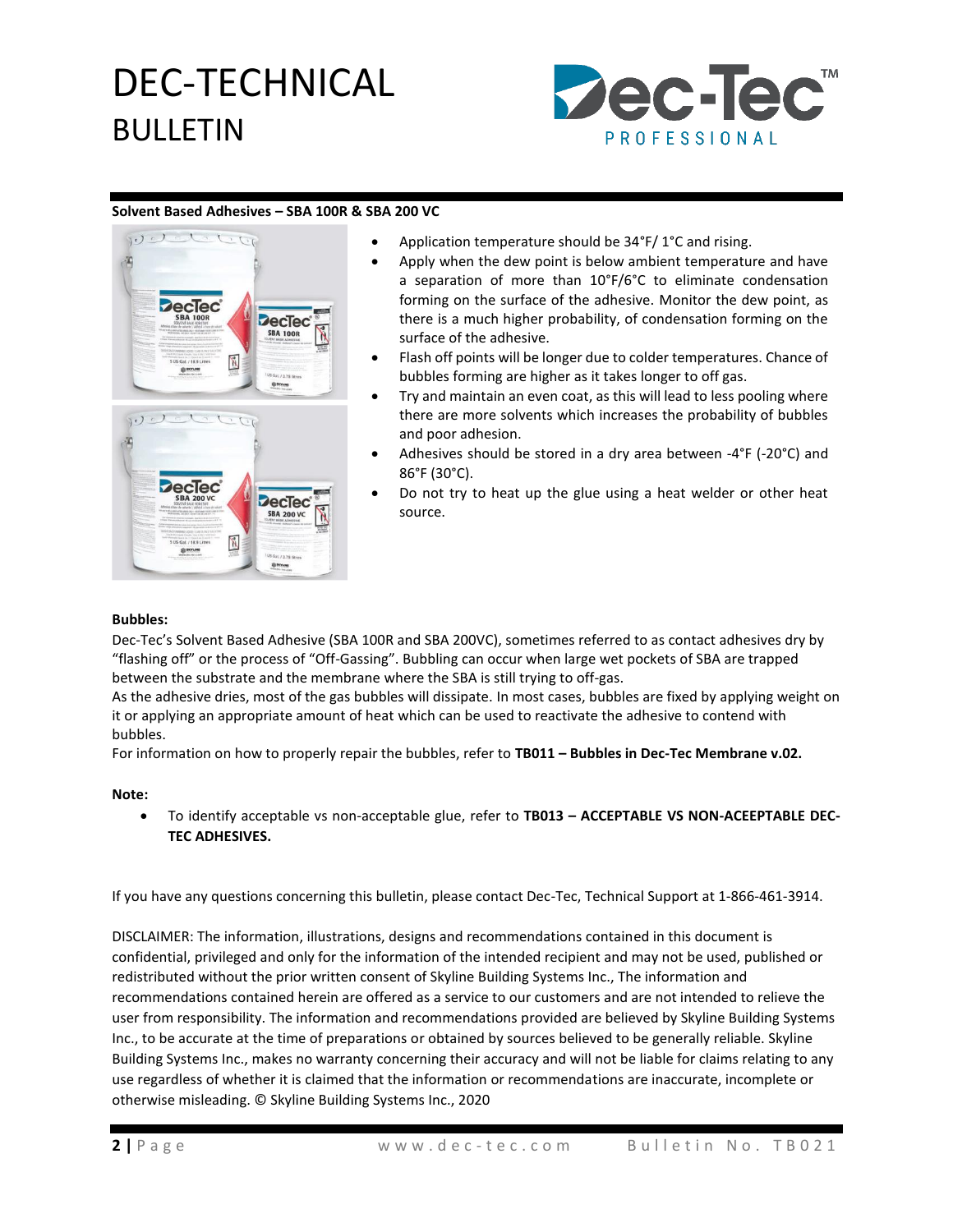# DEC-TECHNICAL BULLETIN

**Solvent Based Adhesives – SBA 100R & SBA 200 VC**

- Application temperature should be 34°F/ 1°C and rising.
- Apply when the dew point is below ambient temperature and have a separation of more than 10°F/6°C to eliminate condensation forming on the surface of the adhesive. Monitor the dew point, as there is a much higher probability, of condensation forming on the surface of the adhesive.
- Flash off points will be longer due to colder temperatures. Chance of bubbles forming are higher as it takes longer to off gas.
- Try and maintain an even coat, as this will lead to less pooling where there are more solvents which increases the probability of bubbles and poor adhesion.
- Adhesives should be stored in a dry area between -4°F (-20°C) and 86°F (30°C).
- Do not try to heat up the glue using a heat welder or other heat source.

**Bubbles:**

Dec-Tec's Solvent Based Adhesive (SBA 100R and SBA 200VC), sometimes referred to as contact adhesives dry by "flashing off" or the process of "Off-Gassing". Bubbling can occur when large wet pockets of SBA are trapped between the substrate and the membrane where the SBA is still trying to off-gas.

As the adhesive dries, most of the gas bubbles will dissipate. In most cases, bubbles are fixed by applying weight on it or applying an appropriate amount of heat which can be used to reactivate the adhesive to contend with bubbles.

For information on how to properly repair the bubbles, refer to **TB011 – Bubbles in Dec-Tec Membrane v.02.**

**Note:**

- To identify acceptable vs non-acceptable glue, refer to **TB013 – ACCEPTABLE VS NON-ACEEPTABLE DEC-TEC ADHESIVES.**

If you have any questions concerning this bulletin, please contact Dec-Tec, Technical Support at 1-866-461-3914.

DISCLAIMER: The information, illustrations, designs and recommendations contained in this document is confidential, privileged and only for the information of the intended recipient and may not be used, published or redistributed without the prior written consent of Skyline Building Systems Inc., The information and recommendations contained herein are offered as a service to our customers and are not intended to relieve the user from responsibility. The information and recommendations provided are believed by Skyline Building Systems Inc., to be accurate at the time of preparations or obtained by sources believed to be generally reliable. Skyline Building Systems Inc., makes no warranty concerning their accuracy and will not be liable for claims relating to any use regardless of whether it is claimed that the information or recommendations are inaccurate, incomplete or otherwise misleading. © Skyline Building Systems Inc., 2020